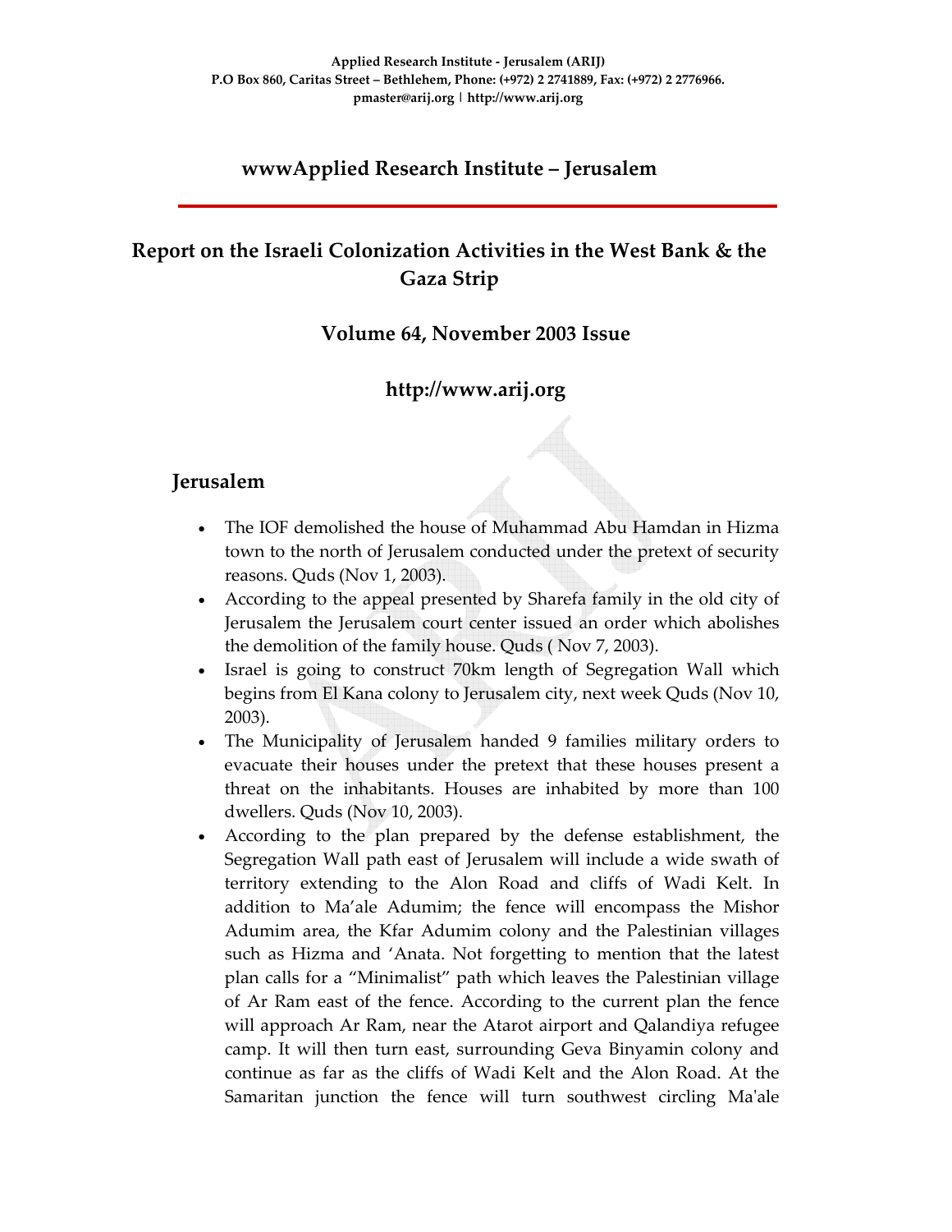**Applied Research Institute - Jerusalem (ARIJ)**
**P.O Box 860, Caritas Street – Bethlehem, Phone: (+972) 2 2741889, Fax: (+972) 2 2776966.**
**pmaster@arij.org | http://www.arij.org**

## wwwApplied Research Institute – Jerusalem

# Report on the Israeli Colonization Activities in the West Bank & the Gaza Strip

### Volume 64, November 2003 Issue

### http://www.arij.org

## Jerusalem

- The IOF demolished the house of Muhammad Abu Hamdan in Hizma town to the north of Jerusalem conducted under the pretext of security reasons. Quds (Nov 1, 2003).
- According to the appeal presented by Sharefa family in the old city of Jerusalem the Jerusalem court center issued an order which abolishes the demolition of the family house. Quds ( Nov 7, 2003).
- Israel is going to construct 70km length of Segregation Wall which begins from El Kana colony to Jerusalem city, next week Quds (Nov 10, 2003).
- The Municipality of Jerusalem handed 9 families military orders to evacuate their houses under the pretext that these houses present a threat on the inhabitants. Houses are inhabited by more than 100 dwellers. Quds (Nov 10, 2003).
- According to the plan prepared by the defense establishment, the Segregation Wall path east of Jerusalem will include a wide swath of territory extending to the Alon Road and cliffs of Wadi Kelt. In addition to Ma'ale Adumim; the fence will encompass the Mishor Adumim area, the Kfar Adumim colony and the Palestinian villages such as Hizma and 'Anata. Not forgetting to mention that the latest plan calls for a "Minimalist" path which leaves the Palestinian village of Ar Ram east of the fence. According to the current plan the fence will approach Ar Ram, near the Atarot airport and Qalandiya refugee camp. It will then turn east, surrounding Geva Binyamin colony and continue as far as the cliffs of Wadi Kelt and the Alon Road. At the Samaritan junction the fence will turn southwest circling Ma'ale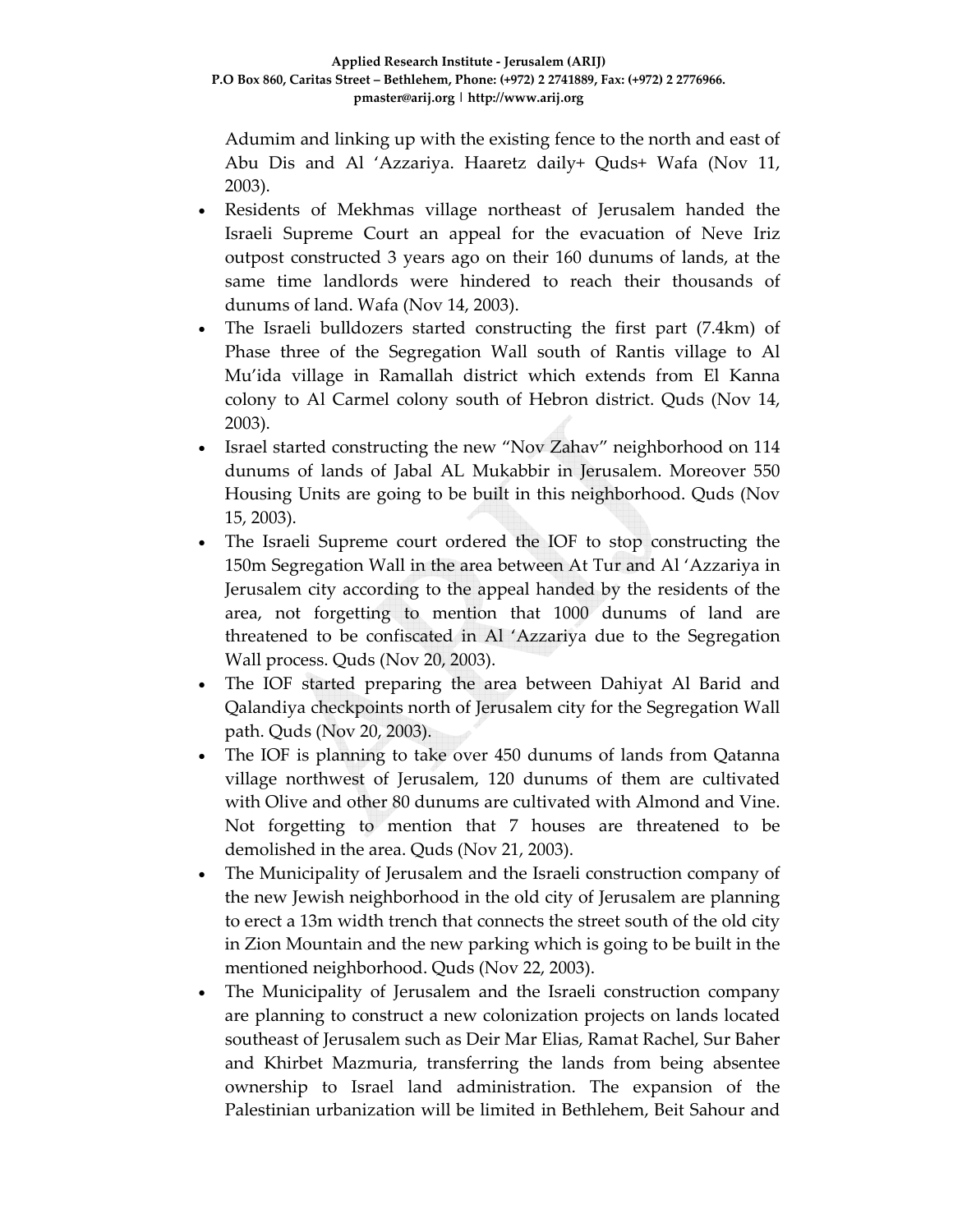Adumim and linking up with the existing fence to the north and east of Abu Dis and Al 'Azzariya. Haaretz daily+ Quds+ Wafa (Nov 11, 2003).

- Residents of Mekhmas village northeast of Jerusalem handed the Israeli Supreme Court an appeal for the evacuation of Neve Iriz outpost constructed 3 years ago on their 160 dunums of lands, at the same time landlords were hindered to reach their thousands of dunums of land. Wafa (Nov 14, 2003).
- The Israeli bulldozers started constructing the first part (7.4km) of Phase three of the Segregation Wall south of Rantis village to Al Mu'ida village in Ramallah district which extends from El Kanna colony to Al Carmel colony south of Hebron district. Quds (Nov 14, 2003).
- Israel started constructing the new "Nov Zahav" neighborhood on 114 dunums of lands of Jabal AL Mukabbir in Jerusalem. Moreover 550 Housing Units are going to be built in this neighborhood. Quds (Nov 15, 2003).
- The Israeli Supreme court ordered the IOF to stop constructing the 150m Segregation Wall in the area between At Tur and Al 'Azzariya in Jerusalem city according to the appeal handed by the residents of the area, not forgetting to mention that 1000 dunums of land are threatened to be confiscated in Al 'Azzariya due to the Segregation Wall process. Quds (Nov 20, 2003).
- The IOF started preparing the area between Dahiyat Al Barid and Qalandiya checkpoints north of Jerusalem city for the Segregation Wall path. Quds (Nov 20, 2003).
- The IOF is planning to take over 450 dunums of lands from Qatanna village northwest of Jerusalem, 120 dunums of them are cultivated with Olive and other 80 dunums are cultivated with Almond and Vine. Not forgetting to mention that 7 houses are threatened to be demolished in the area. Quds (Nov 21, 2003).
- The Municipality of Jerusalem and the Israeli construction company of the new Jewish neighborhood in the old city of Jerusalem are planning to erect a 13m width trench that connects the street south of the old city in Zion Mountain and the new parking which is going to be built in the mentioned neighborhood. Quds (Nov 22, 2003).
- The Municipality of Jerusalem and the Israeli construction company are planning to construct a new colonization projects on lands located southeast of Jerusalem such as Deir Mar Elias, Ramat Rachel, Sur Baher and Khirbet Mazmuria, transferring the lands from being absentee ownership to Israel land administration. The expansion of the Palestinian urbanization will be limited in Bethlehem, Beit Sahour and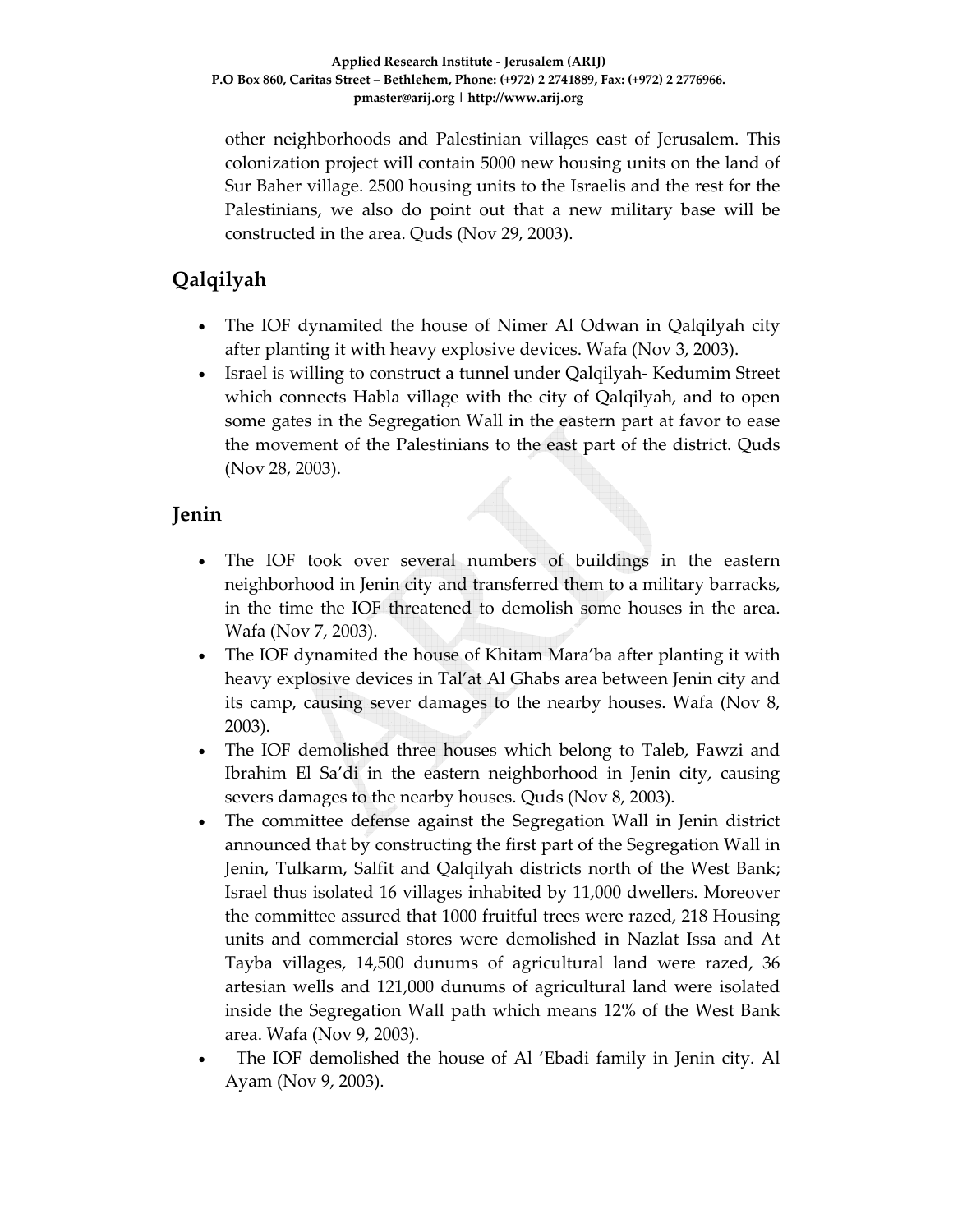other neighborhoods and Palestinian villages east of Jerusalem. This colonization project will contain 5000 new housing units on the land of Sur Baher village. 2500 housing units to the Israelis and the rest for the Palestinians, we also do point out that a new military base will be constructed in the area. Quds (Nov 29, 2003).

## Qalqilyah

- The IOF dynamited the house of Nimer Al Odwan in Qalqilyah city after planting it with heavy explosive devices. Wafa (Nov 3, 2003).
- Israel is willing to construct a tunnel under Qalqilyah- Kedumim Street which connects Habla village with the city of Qalqilyah, and to open some gates in the Segregation Wall in the eastern part at favor to ease the movement of the Palestinians to the east part of the district. Quds (Nov 28, 2003).

## Jenin

- The IOF took over several numbers of buildings in the eastern neighborhood in Jenin city and transferred them to a military barracks, in the time the IOF threatened to demolish some houses in the area. Wafa (Nov 7, 2003).
- The IOF dynamited the house of Khitam Mara'ba after planting it with heavy explosive devices in Tal'at Al Ghabs area between Jenin city and its camp, causing sever damages to the nearby houses. Wafa (Nov 8, 2003).
- The IOF demolished three houses which belong to Taleb, Fawzi and Ibrahim El Sa'di in the eastern neighborhood in Jenin city, causing severs damages to the nearby houses. Quds (Nov 8, 2003).
- The committee defense against the Segregation Wall in Jenin district announced that by constructing the first part of the Segregation Wall in Jenin, Tulkarm, Salfit and Qalqilyah districts north of the West Bank; Israel thus isolated 16 villages inhabited by 11,000 dwellers. Moreover the committee assured that 1000 fruitful trees were razed, 218 Housing units and commercial stores were demolished in Nazlat Issa and At Tayba villages, 14,500 dunums of agricultural land were razed, 36 artesian wells and 121,000 dunums of agricultural land were isolated inside the Segregation Wall path which means 12% of the West Bank area. Wafa (Nov 9, 2003).
- The IOF demolished the house of Al 'Ebadi family in Jenin city. Al Ayam (Nov 9, 2003).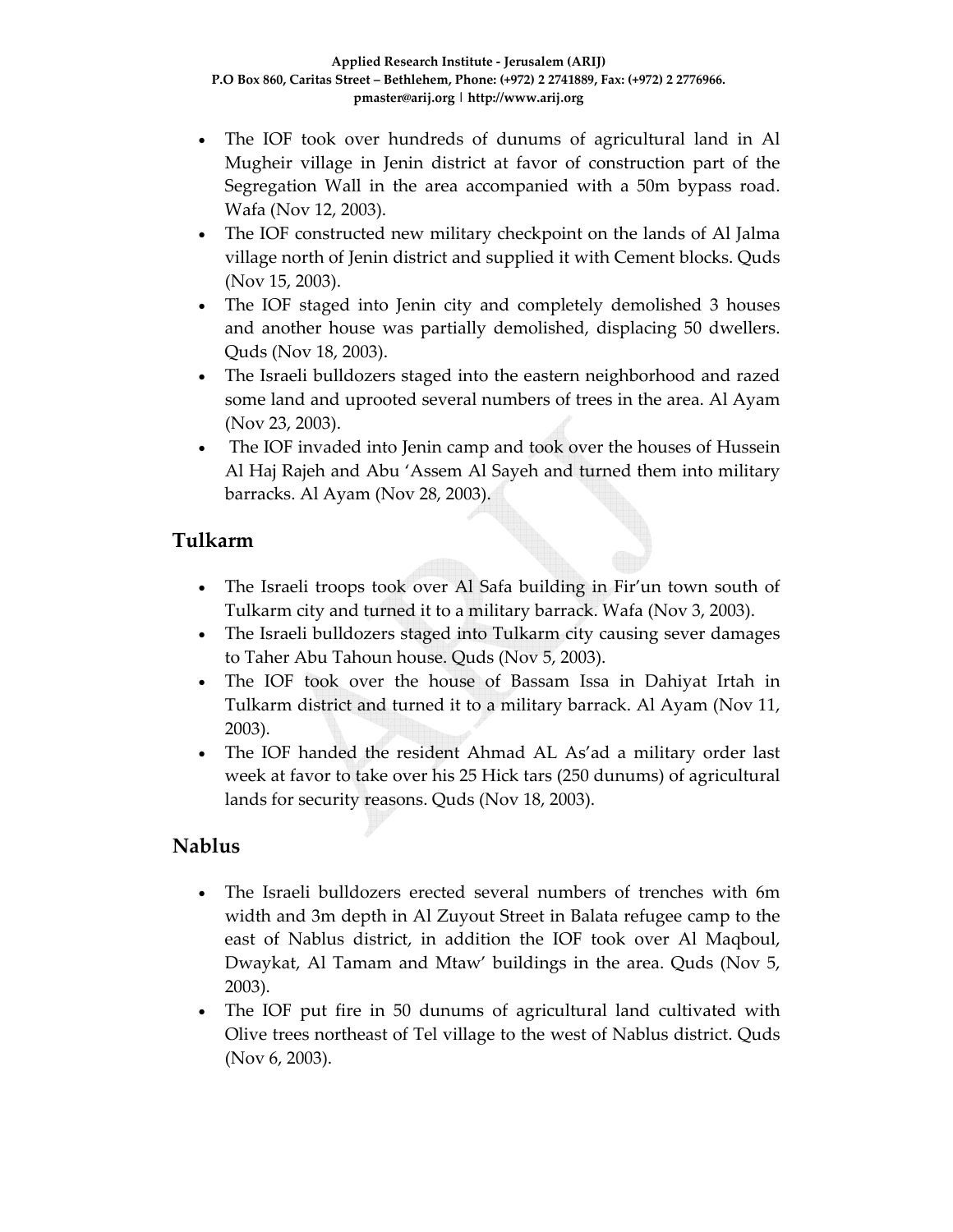- The IOF took over hundreds of dunums of agricultural land in Al Mugheir village in Jenin district at favor of construction part of the Segregation Wall in the area accompanied with a 50m bypass road. Wafa (Nov 12, 2003).
- The IOF constructed new military checkpoint on the lands of Al Jalma village north of Jenin district and supplied it with Cement blocks. Quds (Nov 15, 2003).
- The IOF staged into Jenin city and completely demolished 3 houses and another house was partially demolished, displacing 50 dwellers. Quds (Nov 18, 2003).
- The Israeli bulldozers staged into the eastern neighborhood and razed some land and uprooted several numbers of trees in the area. Al Ayam (Nov 23, 2003).
- The IOF invaded into Jenin camp and took over the houses of Hussein Al Haj Rajeh and Abu 'Assem Al Sayeh and turned them into military barracks. Al Ayam (Nov 28, 2003).

## Tulkarm

- The Israeli troops took over Al Safa building in Fir'un town south of Tulkarm city and turned it to a military barrack. Wafa (Nov 3, 2003).
- The Israeli bulldozers staged into Tulkarm city causing sever damages to Taher Abu Tahoun house. Quds (Nov 5, 2003).
- The IOF took over the house of Bassam Issa in Dahiyat Irtah in Tulkarm district and turned it to a military barrack. Al Ayam (Nov 11, 2003).
- The IOF handed the resident Ahmad AL As'ad a military order last week at favor to take over his 25 Hick tars (250 dunums) of agricultural lands for security reasons. Quds (Nov 18, 2003).

## Nablus

- The Israeli bulldozers erected several numbers of trenches with 6m width and 3m depth in Al Zuyout Street in Balata refugee camp to the east of Nablus district, in addition the IOF took over Al Maqboul, Dwaykat, Al Tamam and Mtaw' buildings in the area. Quds (Nov 5, 2003).
- The IOF put fire in 50 dunums of agricultural land cultivated with Olive trees northeast of Tel village to the west of Nablus district. Quds (Nov 6, 2003).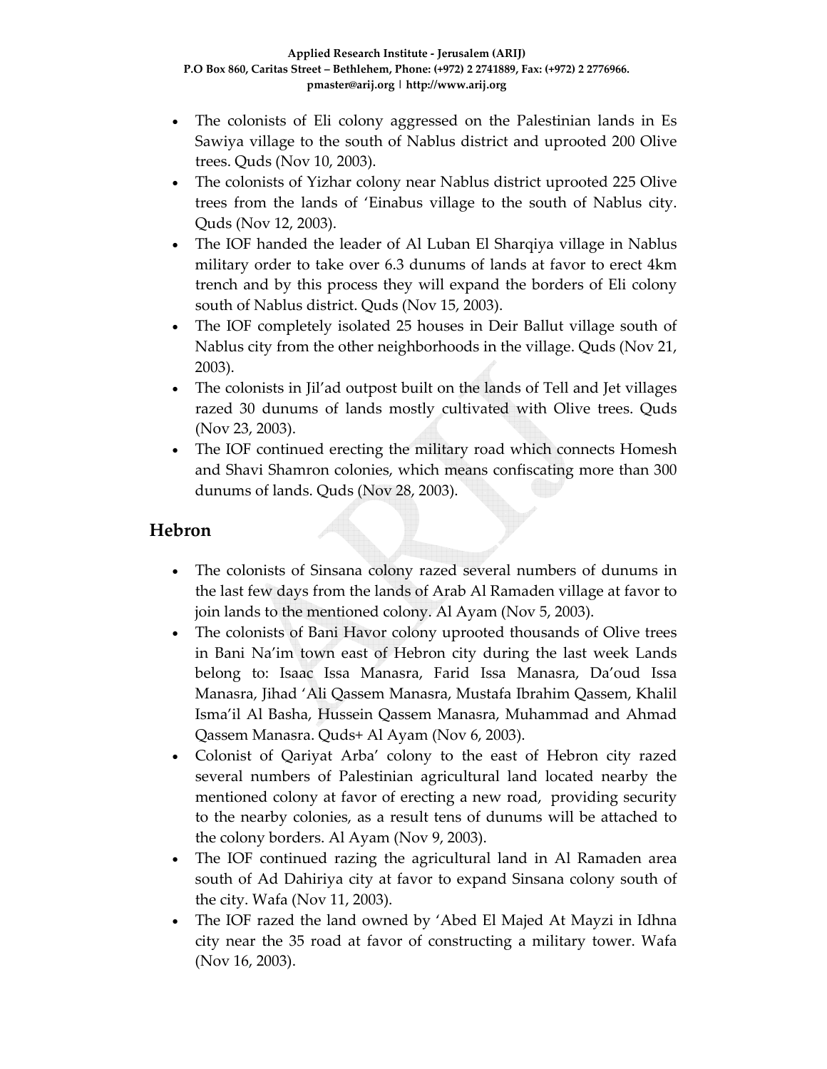- The colonists of Eli colony aggressed on the Palestinian lands in Es Sawiya village to the south of Nablus district and uprooted 200 Olive trees. Quds (Nov 10, 2003).
- The colonists of Yizhar colony near Nablus district uprooted 225 Olive trees from the lands of 'Einabus village to the south of Nablus city. Quds (Nov 12, 2003).
- The IOF handed the leader of Al Luban El Sharqiya village in Nablus military order to take over 6.3 dunums of lands at favor to erect 4km trench and by this process they will expand the borders of Eli colony south of Nablus district. Quds (Nov 15, 2003).
- The IOF completely isolated 25 houses in Deir Ballut village south of Nablus city from the other neighborhoods in the village. Quds (Nov 21, 2003).
- The colonists in Jil'ad outpost built on the lands of Tell and Jet villages razed 30 dunums of lands mostly cultivated with Olive trees. Quds (Nov 23, 2003).
- The IOF continued erecting the military road which connects Homesh and Shavi Shamron colonies, which means confiscating more than 300 dunums of lands. Quds (Nov 28, 2003).

## Hebron

- The colonists of Sinsana colony razed several numbers of dunums in the last few days from the lands of Arab Al Ramaden village at favor to join lands to the mentioned colony. Al Ayam (Nov 5, 2003).
- The colonists of Bani Havor colony uprooted thousands of Olive trees in Bani Na'im town east of Hebron city during the last week Lands belong to: Isaac Issa Manasra, Farid Issa Manasra, Da'oud Issa Manasra, Jihad 'Ali Qassem Manasra, Mustafa Ibrahim Qassem, Khalil Isma'il Al Basha, Hussein Qassem Manasra, Muhammad and Ahmad Qassem Manasra. Quds+ Al Ayam (Nov 6, 2003).
- Colonist of Qariyat Arba' colony to the east of Hebron city razed several numbers of Palestinian agricultural land located nearby the mentioned colony at favor of erecting a new road, providing security to the nearby colonies, as a result tens of dunums will be attached to the colony borders. Al Ayam (Nov 9, 2003).
- The IOF continued razing the agricultural land in Al Ramaden area south of Ad Dahiriya city at favor to expand Sinsana colony south of the city. Wafa (Nov 11, 2003).
- The IOF razed the land owned by 'Abed El Majed At Mayzi in Idhna city near the 35 road at favor of constructing a military tower. Wafa (Nov 16, 2003).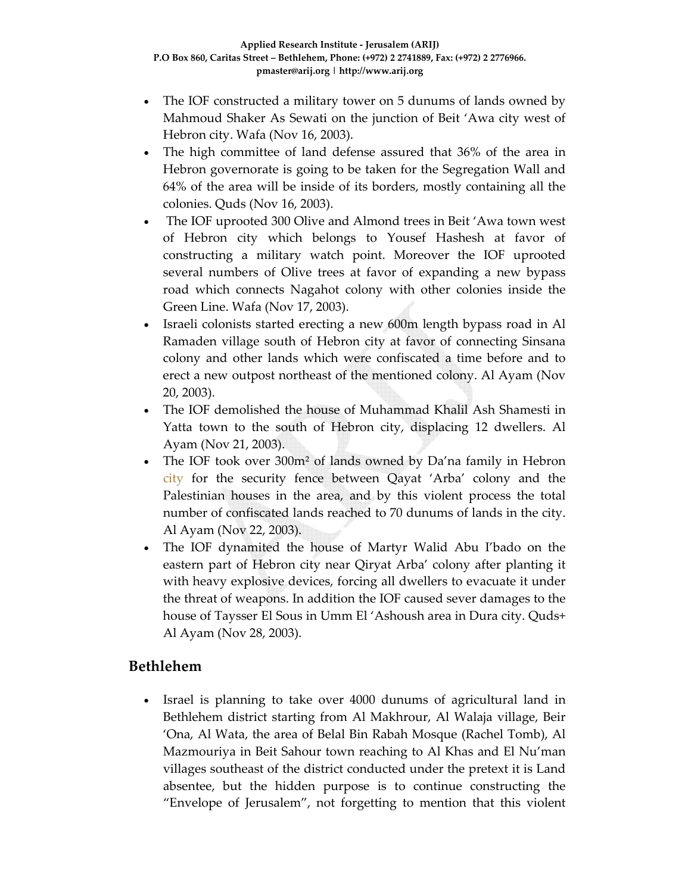- The IOF constructed a military tower on 5 dunums of lands owned by Mahmoud Shaker As Sewati on the junction of Beit 'Awa city west of Hebron city. Wafa (Nov 16, 2003).
- The high committee of land defense assured that 36% of the area in Hebron governorate is going to be taken for the Segregation Wall and 64% of the area will be inside of its borders, mostly containing all the colonies. Quds (Nov 16, 2003).
- The IOF uprooted 300 Olive and Almond trees in Beit 'Awa town west of Hebron city which belongs to Yousef Hashesh at favor of constructing a military watch point. Moreover the IOF uprooted several numbers of Olive trees at favor of expanding a new bypass road which connects Nagahot colony with other colonies inside the Green Line. Wafa (Nov 17, 2003).
- Israeli colonists started erecting a new 600m length bypass road in Al Ramaden village south of Hebron city at favor of connecting Sinsana colony and other lands which were confiscated a time before and to erect a new outpost northeast of the mentioned colony. Al Ayam (Nov 20, 2003).
- The IOF demolished the house of Muhammad Khalil Ash Shamesti in Yatta town to the south of Hebron city, displacing 12 dwellers. Al Ayam (Nov 21, 2003).
- The IOF took over 300m² of lands owned by Da'na family in Hebron city for the security fence between Qayat 'Arba' colony and the Palestinian houses in the area, and by this violent process the total number of confiscated lands reached to 70 dunums of lands in the city. Al Ayam (Nov 22, 2003).
- The IOF dynamited the house of Martyr Walid Abu I'bado on the eastern part of Hebron city near Qiryat Arba' colony after planting it with heavy explosive devices, forcing all dwellers to evacuate it under the threat of weapons. In addition the IOF caused sever damages to the house of Taysser El Sous in Umm El 'Ashoush area in Dura city. Quds+ Al Ayam (Nov 28, 2003).

## Bethlehem

- Israel is planning to take over 4000 dunums of agricultural land in Bethlehem district starting from Al Makhrour, Al Walaja village, Beir 'Ona, Al Wata, the area of Belal Bin Rabah Mosque (Rachel Tomb), Al Mazmouriya in Beit Sahour town reaching to Al Khas and El Nu'man villages southeast of the district conducted under the pretext it is Land absentee, but the hidden purpose is to continue constructing the "Envelope of Jerusalem", not forgetting to mention that this violent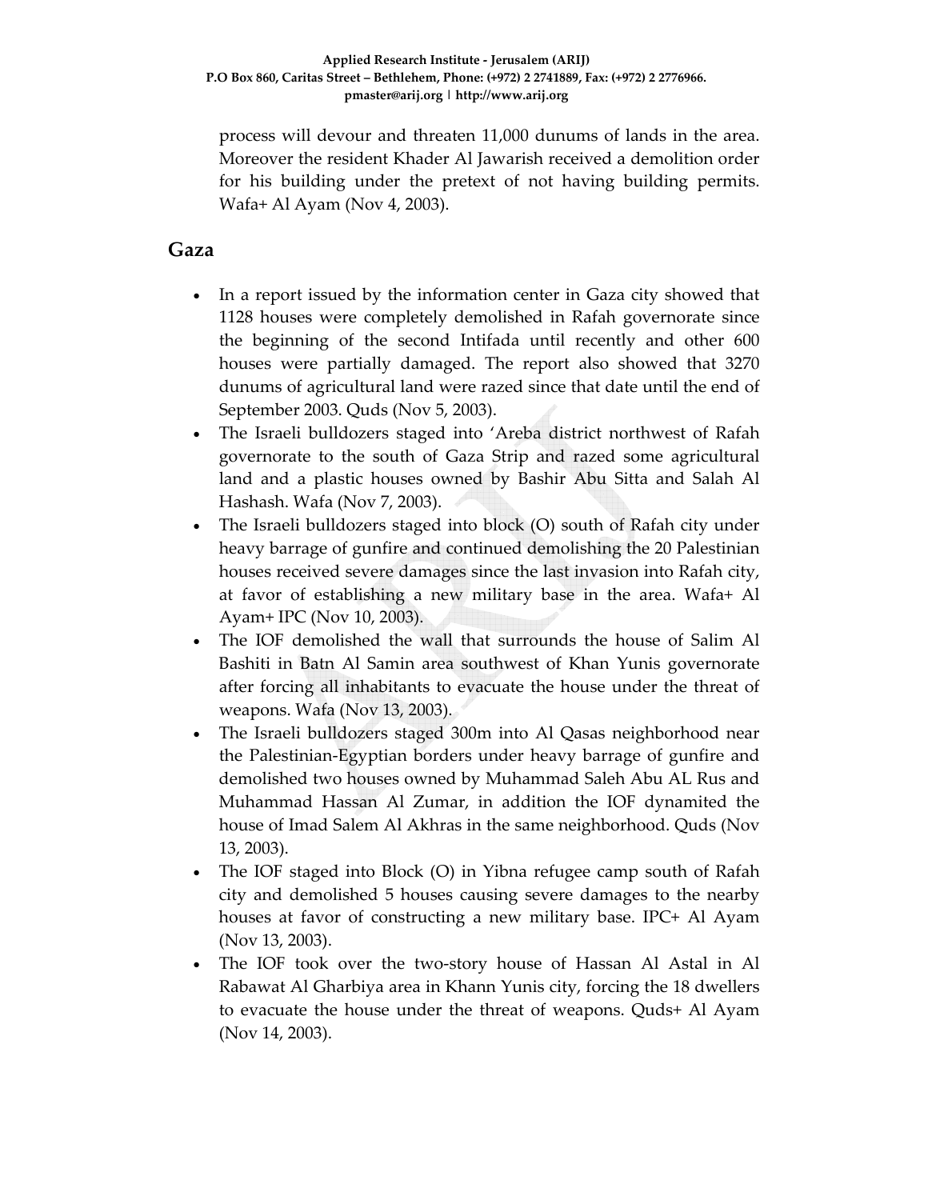process will devour and threaten 11,000 dunums of lands in the area. Moreover the resident Khader Al Jawarish received a demolition order for his building under the pretext of not having building permits. Wafa+ Al Ayam (Nov 4, 2003).

## Gaza

- In a report issued by the information center in Gaza city showed that 1128 houses were completely demolished in Rafah governorate since the beginning of the second Intifada until recently and other 600 houses were partially damaged. The report also showed that 3270 dunums of agricultural land were razed since that date until the end of September 2003. Quds (Nov 5, 2003).
- The Israeli bulldozers staged into 'Areba district northwest of Rafah governorate to the south of Gaza Strip and razed some agricultural land and a plastic houses owned by Bashir Abu Sitta and Salah Al Hashash. Wafa (Nov 7, 2003).
- The Israeli bulldozers staged into block (O) south of Rafah city under heavy barrage of gunfire and continued demolishing the 20 Palestinian houses received severe damages since the last invasion into Rafah city, at favor of establishing a new military base in the area. Wafa+ Al Ayam+ IPC (Nov 10, 2003).
- The IOF demolished the wall that surrounds the house of Salim Al Bashiti in Batn Al Samin area southwest of Khan Yunis governorate after forcing all inhabitants to evacuate the house under the threat of weapons. Wafa (Nov 13, 2003).
- The Israeli bulldozers staged 300m into Al Qasas neighborhood near the Palestinian-Egyptian borders under heavy barrage of gunfire and demolished two houses owned by Muhammad Saleh Abu AL Rus and Muhammad Hassan Al Zumar, in addition the IOF dynamited the house of Imad Salem Al Akhras in the same neighborhood. Quds (Nov 13, 2003).
- The IOF staged into Block (O) in Yibna refugee camp south of Rafah city and demolished 5 houses causing severe damages to the nearby houses at favor of constructing a new military base. IPC+ Al Ayam (Nov 13, 2003).
- The IOF took over the two-story house of Hassan Al Astal in Al Rabawat Al Gharbiya area in Khann Yunis city, forcing the 18 dwellers to evacuate the house under the threat of weapons. Quds+ Al Ayam (Nov 14, 2003).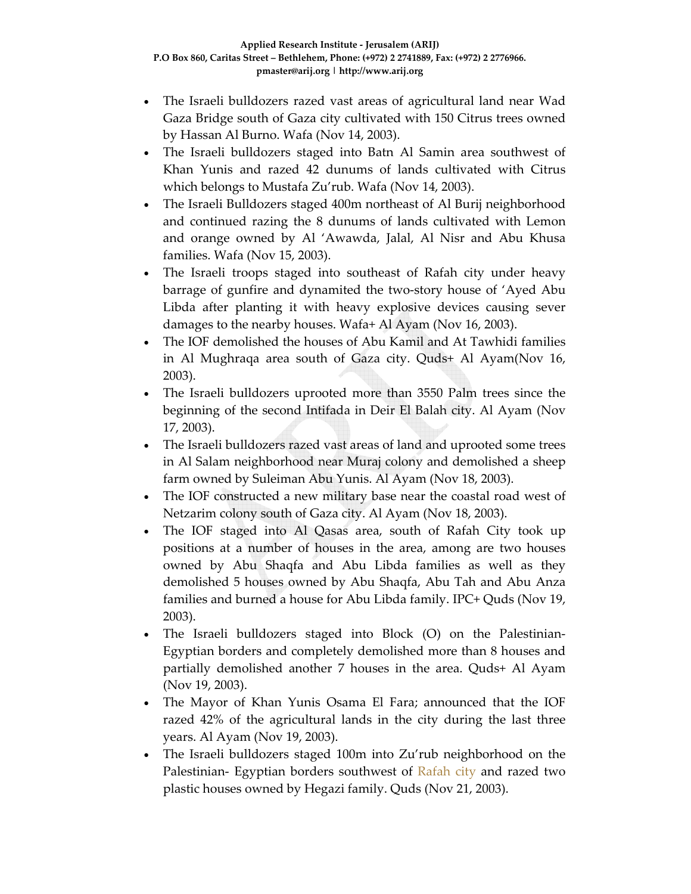- The Israeli bulldozers razed vast areas of agricultural land near Wad Gaza Bridge south of Gaza city cultivated with 150 Citrus trees owned by Hassan Al Burno. Wafa (Nov 14, 2003).
- The Israeli bulldozers staged into Batn Al Samin area southwest of Khan Yunis and razed 42 dunums of lands cultivated with Citrus which belongs to Mustafa Zu'rub. Wafa (Nov 14, 2003).
- The Israeli Bulldozers staged 400m northeast of Al Burij neighborhood and continued razing the 8 dunums of lands cultivated with Lemon and orange owned by Al 'Awawda, Jalal, Al Nisr and Abu Khusa families. Wafa (Nov 15, 2003).
- The Israeli troops staged into southeast of Rafah city under heavy barrage of gunfire and dynamited the two-story house of 'Ayed Abu Libda after planting it with heavy explosive devices causing sever damages to the nearby houses. Wafa+ Al Ayam (Nov 16, 2003).
- The IOF demolished the houses of Abu Kamil and At Tawhidi families in Al Mughraqa area south of Gaza city. Quds+ Al Ayam(Nov 16, 2003).
- The Israeli bulldozers uprooted more than 3550 Palm trees since the beginning of the second Intifada in Deir El Balah city. Al Ayam (Nov 17, 2003).
- The Israeli bulldozers razed vast areas of land and uprooted some trees in Al Salam neighborhood near Muraj colony and demolished a sheep farm owned by Suleiman Abu Yunis. Al Ayam (Nov 18, 2003).
- The IOF constructed a new military base near the coastal road west of Netzarim colony south of Gaza city. Al Ayam (Nov 18, 2003).
- The IOF staged into Al Qasas area, south of Rafah City took up positions at a number of houses in the area, among are two houses owned by Abu Shaqfa and Abu Libda families as well as they demolished 5 houses owned by Abu Shaqfa, Abu Tah and Abu Anza families and burned a house for Abu Libda family. IPC+ Quds (Nov 19, 2003).
- The Israeli bulldozers staged into Block (O) on the Palestinian-Egyptian borders and completely demolished more than 8 houses and partially demolished another 7 houses in the area. Quds+ Al Ayam (Nov 19, 2003).
- The Mayor of Khan Yunis Osama El Fara; announced that the IOF razed 42% of the agricultural lands in the city during the last three years. Al Ayam (Nov 19, 2003).
- The Israeli bulldozers staged 100m into Zu'rub neighborhood on the Palestinian- Egyptian borders southwest of Rafah city and razed two plastic houses owned by Hegazi family. Quds (Nov 21, 2003).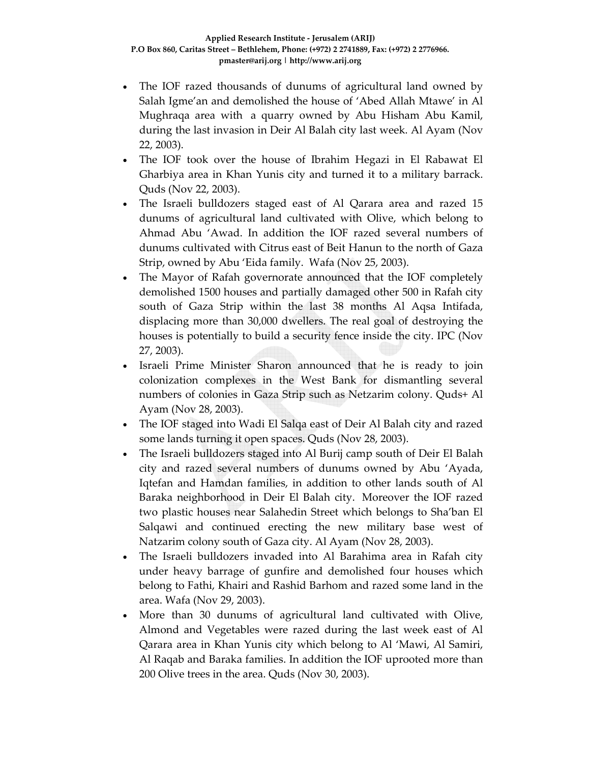- The IOF razed thousands of dunums of agricultural land owned by Salah Igme'an and demolished the house of 'Abed Allah Mtawe' in Al Mughraqa area with a quarry owned by Abu Hisham Abu Kamil, during the last invasion in Deir Al Balah city last week. Al Ayam (Nov 22, 2003).
- The IOF took over the house of Ibrahim Hegazi in El Rabawat El Gharbiya area in Khan Yunis city and turned it to a military barrack. Quds (Nov 22, 2003).
- The Israeli bulldozers staged east of Al Qarara area and razed 15 dunums of agricultural land cultivated with Olive, which belong to Ahmad Abu 'Awad. In addition the IOF razed several numbers of dunums cultivated with Citrus east of Beit Hanun to the north of Gaza Strip, owned by Abu 'Eida family. Wafa (Nov 25, 2003).
- The Mayor of Rafah governorate announced that the IOF completely demolished 1500 houses and partially damaged other 500 in Rafah city south of Gaza Strip within the last 38 months Al Aqsa Intifada, displacing more than 30,000 dwellers. The real goal of destroying the houses is potentially to build a security fence inside the city. IPC (Nov 27, 2003).
- Israeli Prime Minister Sharon announced that he is ready to join colonization complexes in the West Bank for dismantling several numbers of colonies in Gaza Strip such as Netzarim colony. Quds+ Al Ayam (Nov 28, 2003).
- The IOF staged into Wadi El Salqa east of Deir Al Balah city and razed some lands turning it open spaces. Quds (Nov 28, 2003).
- The Israeli bulldozers staged into Al Burij camp south of Deir El Balah city and razed several numbers of dunums owned by Abu 'Ayada, Iqtefan and Hamdan families, in addition to other lands south of Al Baraka neighborhood in Deir El Balah city. Moreover the IOF razed two plastic houses near Salahedin Street which belongs to Sha'ban El Salqawi and continued erecting the new military base west of Natzarim colony south of Gaza city. Al Ayam (Nov 28, 2003).
- The Israeli bulldozers invaded into Al Barahima area in Rafah city under heavy barrage of gunfire and demolished four houses which belong to Fathi, Khairi and Rashid Barhom and razed some land in the area. Wafa (Nov 29, 2003).
- More than 30 dunums of agricultural land cultivated with Olive, Almond and Vegetables were razed during the last week east of Al Qarara area in Khan Yunis city which belong to Al 'Mawi, Al Samiri, Al Raqab and Baraka families. In addition the IOF uprooted more than 200 Olive trees in the area. Quds (Nov 30, 2003).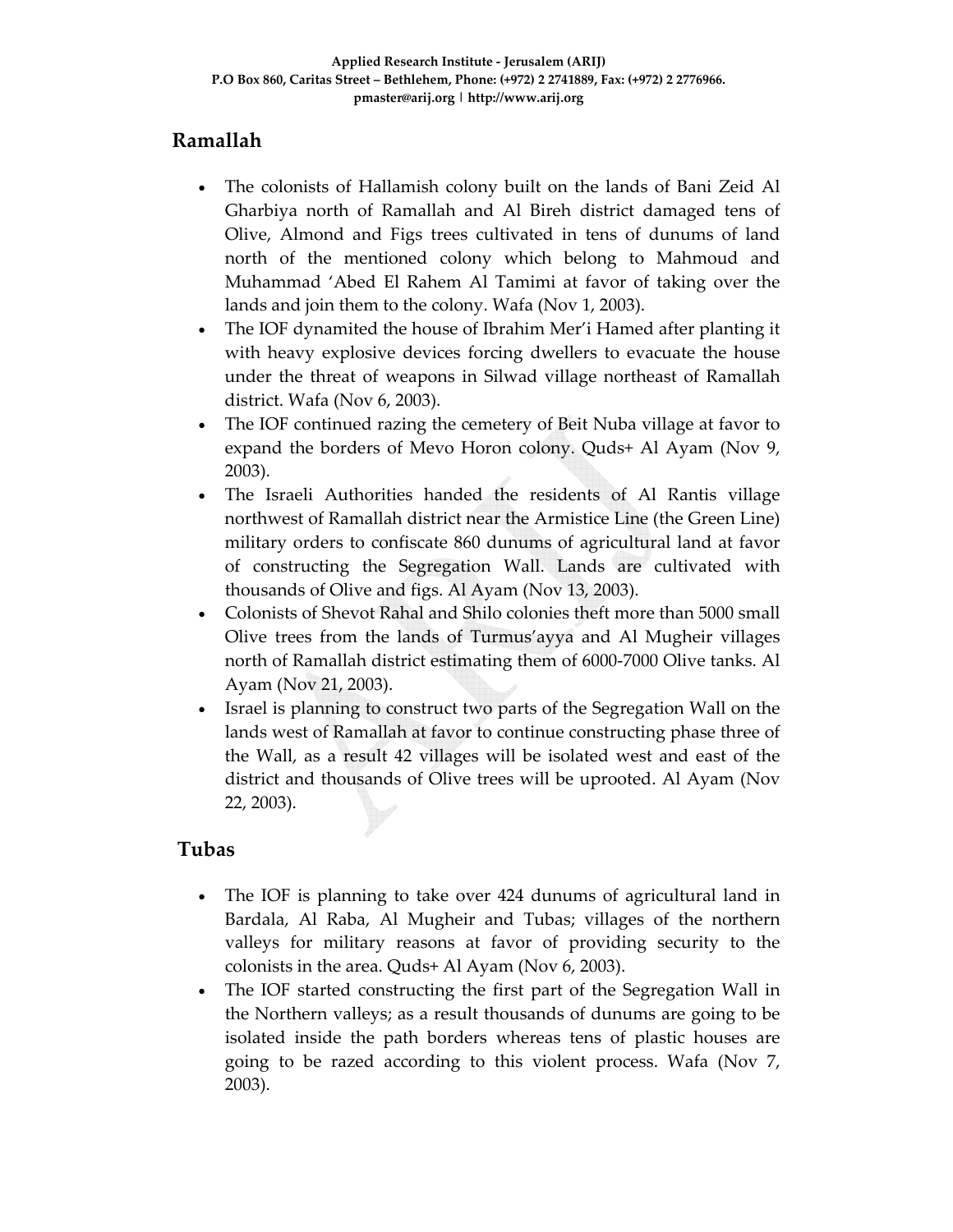## Ramallah

- The colonists of Hallamish colony built on the lands of Bani Zeid Al Gharbiya north of Ramallah and Al Bireh district damaged tens of Olive, Almond and Figs trees cultivated in tens of dunums of land north of the mentioned colony which belong to Mahmoud and Muhammad 'Abed El Rahem Al Tamimi at favor of taking over the lands and join them to the colony. Wafa (Nov 1, 2003).
- The IOF dynamited the house of Ibrahim Mer'i Hamed after planting it with heavy explosive devices forcing dwellers to evacuate the house under the threat of weapons in Silwad village northeast of Ramallah district. Wafa (Nov 6, 2003).
- The IOF continued razing the cemetery of Beit Nuba village at favor to expand the borders of Mevo Horon colony. Quds+ Al Ayam (Nov 9, 2003).
- The Israeli Authorities handed the residents of Al Rantis village northwest of Ramallah district near the Armistice Line (the Green Line) military orders to confiscate 860 dunums of agricultural land at favor of constructing the Segregation Wall. Lands are cultivated with thousands of Olive and figs. Al Ayam (Nov 13, 2003).
- Colonists of Shevot Rahal and Shilo colonies theft more than 5000 small Olive trees from the lands of Turmus'ayya and Al Mugheir villages north of Ramallah district estimating them of 6000-7000 Olive tanks. Al Ayam (Nov 21, 2003).
- Israel is planning to construct two parts of the Segregation Wall on the lands west of Ramallah at favor to continue constructing phase three of the Wall, as a result 42 villages will be isolated west and east of the district and thousands of Olive trees will be uprooted. Al Ayam (Nov 22, 2003).

## Tubas

- The IOF is planning to take over 424 dunums of agricultural land in Bardala, Al Raba, Al Mugheir and Tubas; villages of the northern valleys for military reasons at favor of providing security to the colonists in the area. Quds+ Al Ayam (Nov 6, 2003).
- The IOF started constructing the first part of the Segregation Wall in the Northern valleys; as a result thousands of dunums are going to be isolated inside the path borders whereas tens of plastic houses are going to be razed according to this violent process. Wafa (Nov 7, 2003).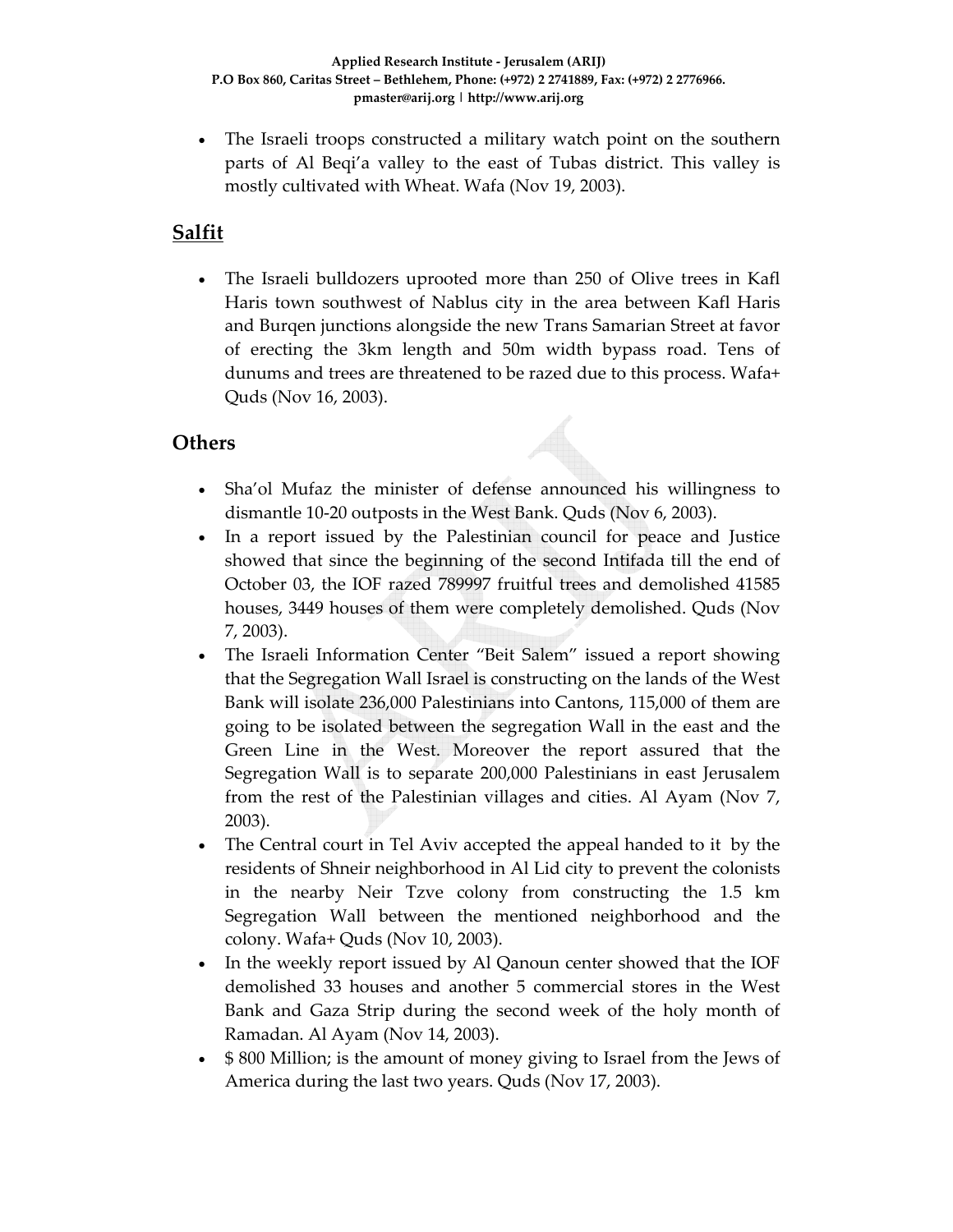- The Israeli troops constructed a military watch point on the southern parts of Al Beqi'a valley to the east of Tubas district. This valley is mostly cultivated with Wheat. Wafa (Nov 19, 2003).

## Salfit

- The Israeli bulldozers uprooted more than 250 of Olive trees in Kafl Haris town southwest of Nablus city in the area between Kafl Haris and Burqen junctions alongside the new Trans Samarian Street at favor of erecting the 3km length and 50m width bypass road. Tens of dunums and trees are threatened to be razed due to this process. Wafa+ Quds (Nov 16, 2003).

## Others

- Sha'ol Mufaz the minister of defense announced his willingness to dismantle 10-20 outposts in the West Bank. Quds (Nov 6, 2003).
- In a report issued by the Palestinian council for peace and Justice showed that since the beginning of the second Intifada till the end of October 03, the IOF razed 789997 fruitful trees and demolished 41585 houses, 3449 houses of them were completely demolished. Quds (Nov 7, 2003).
- The Israeli Information Center "Beit Salem" issued a report showing that the Segregation Wall Israel is constructing on the lands of the West Bank will isolate 236,000 Palestinians into Cantons, 115,000 of them are going to be isolated between the segregation Wall in the east and the Green Line in the West. Moreover the report assured that the Segregation Wall is to separate 200,000 Palestinians in east Jerusalem from the rest of the Palestinian villages and cities. Al Ayam (Nov 7, 2003).
- The Central court in Tel Aviv accepted the appeal handed to it by the residents of Shneir neighborhood in Al Lid city to prevent the colonists in the nearby Neir Tzve colony from constructing the 1.5 km Segregation Wall between the mentioned neighborhood and the colony. Wafa+ Quds (Nov 10, 2003).
- In the weekly report issued by Al Qanoun center showed that the IOF demolished 33 houses and another 5 commercial stores in the West Bank and Gaza Strip during the second week of the holy month of Ramadan. Al Ayam (Nov 14, 2003).
- $ 800 Million; is the amount of money giving to Israel from the Jews of America during the last two years. Quds (Nov 17, 2003).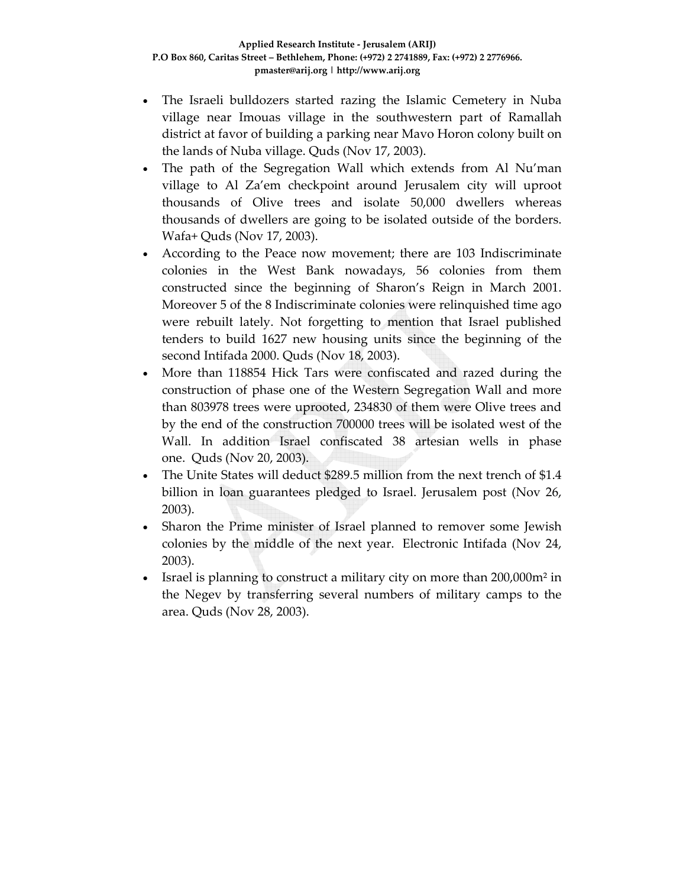- The Israeli bulldozers started razing the Islamic Cemetery in Nuba village near Imouas village in the southwestern part of Ramallah district at favor of building a parking near Mavo Horon colony built on the lands of Nuba village. Quds (Nov 17, 2003).
- The path of the Segregation Wall which extends from Al Nu'man village to Al Za'em checkpoint around Jerusalem city will uproot thousands of Olive trees and isolate 50,000 dwellers whereas thousands of dwellers are going to be isolated outside of the borders. Wafa+ Quds (Nov 17, 2003).
- According to the Peace now movement; there are 103 Indiscriminate colonies in the West Bank nowadays, 56 colonies from them constructed since the beginning of Sharon's Reign in March 2001. Moreover 5 of the 8 Indiscriminate colonies were relinquished time ago were rebuilt lately. Not forgetting to mention that Israel published tenders to build 1627 new housing units since the beginning of the second Intifada 2000. Quds (Nov 18, 2003).
- More than 118854 Hick Tars were confiscated and razed during the construction of phase one of the Western Segregation Wall and more than 803978 trees were uprooted, 234830 of them were Olive trees and by the end of the construction 700000 trees will be isolated west of the Wall. In addition Israel confiscated 38 artesian wells in phase one. Quds (Nov 20, 2003).
- The Unite States will deduct $289.5 million from the next trench of $1.4 billion in loan guarantees pledged to Israel. Jerusalem post (Nov 26, 2003).
- Sharon the Prime minister of Israel planned to remover some Jewish colonies by the middle of the next year. Electronic Intifada (Nov 24, 2003).
- Israel is planning to construct a military city on more than 200,000m² in the Negev by transferring several numbers of military camps to the area. Quds (Nov 28, 2003).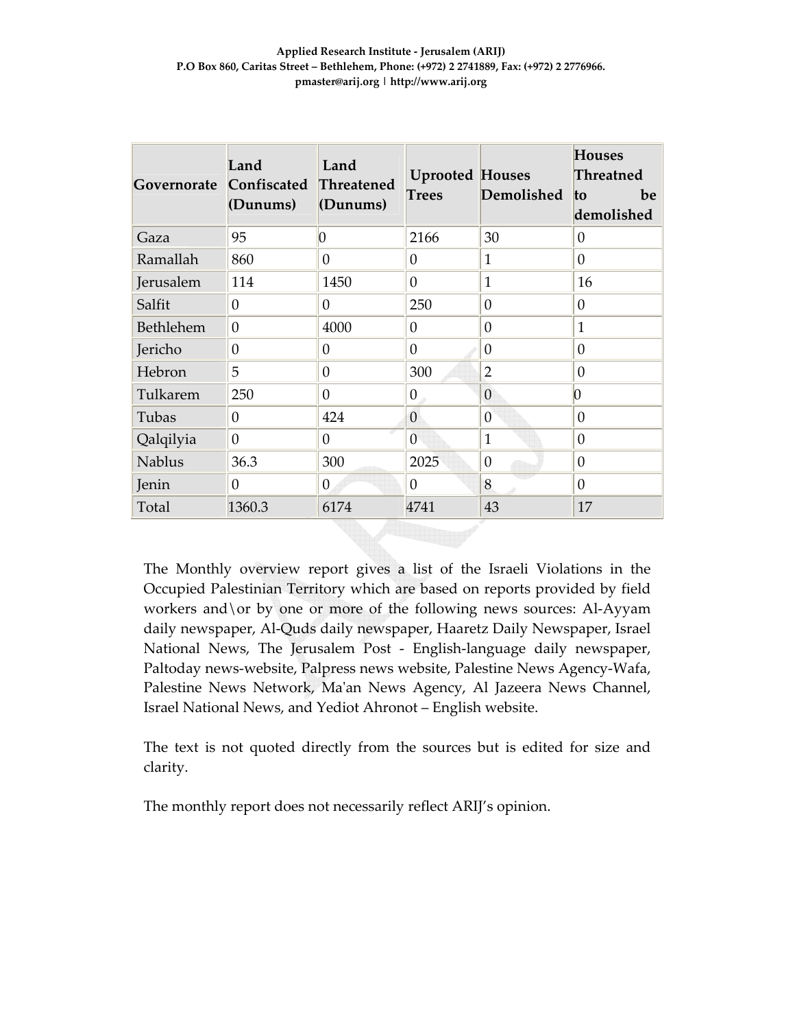| Governorate | Land Confiscated (Dunums) | Land Threatened (Dunums) | Uprooted Trees | Houses Demolished | Houses Threatned to be demolished |
|---|---|---|---|---|---|
| Gaza | 95 | 0 | 2166 | 30 | 0 |
| Ramallah | 860 | 0 | 0 | 1 | 0 |
| Jerusalem | 114 | 1450 | 0 | 1 | 16 |
| Salfit | 0 | 0 | 250 | 0 | 0 |
| Bethlehem | 0 | 4000 | 0 | 0 | 1 |
| Jericho | 0 | 0 | 0 | 0 | 0 |
| Hebron | 5 | 0 | 300 | 2 | 0 |
| Tulkarem | 250 | 0 | 0 | 0 | 0 |
| Tubas | 0 | 424 | 0 | 0 | 0 |
| Qalqilyia | 0 | 0 | 0 | 1 | 0 |
| Nablus | 36.3 | 300 | 2025 | 0 | 0 |
| Jenin | 0 | 0 | 0 | 8 | 0 |
| Total | 1360.3 | 6174 | 4741 | 43 | 17 |

The Monthly overview report gives a list of the Israeli Violations in the Occupied Palestinian Territory which are based on reports provided by field workers and\or by one or more of the following news sources: Al-Ayyam daily newspaper, Al-Quds daily newspaper, Haaretz Daily Newspaper, Israel National News, The Jerusalem Post - English-language daily newspaper, Paltoday news-website, Palpress news website, Palestine News Agency-Wafa, Palestine News Network, Ma'an News Agency, Al Jazeera News Channel, Israel National News, and Yediot Ahronot – English website.

The text is not quoted directly from the sources but is edited for size and clarity.

The monthly report does not necessarily reflect ARIJ's opinion.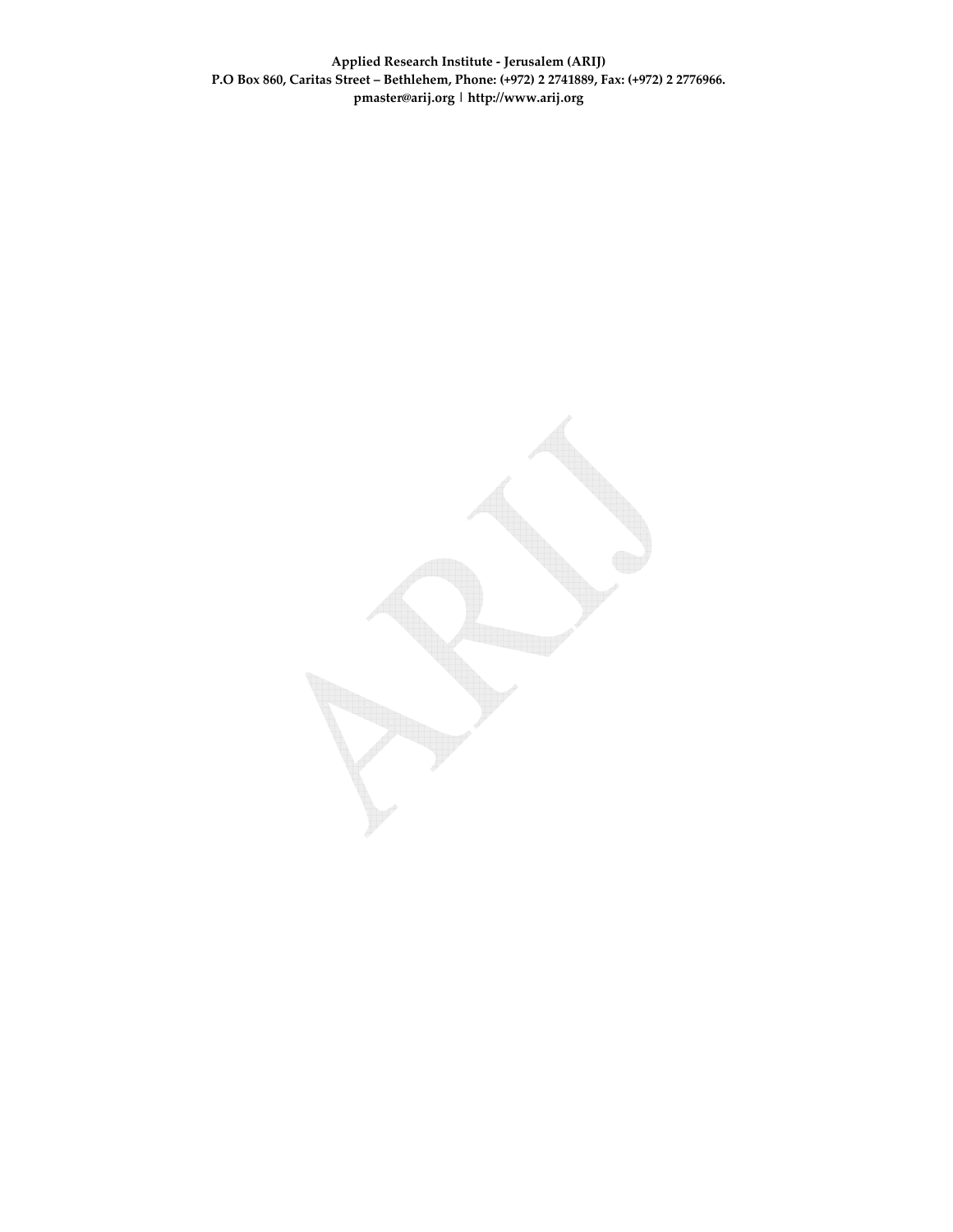**Applied Research Institute - Jerusalem (ARIJ)**
**P.O Box 860, Caritas Street – Bethlehem, Phone: (+972) 2 2741889, Fax: (+972) 2 2776966.**
**pmaster@arij.org | http://www.arij.org**